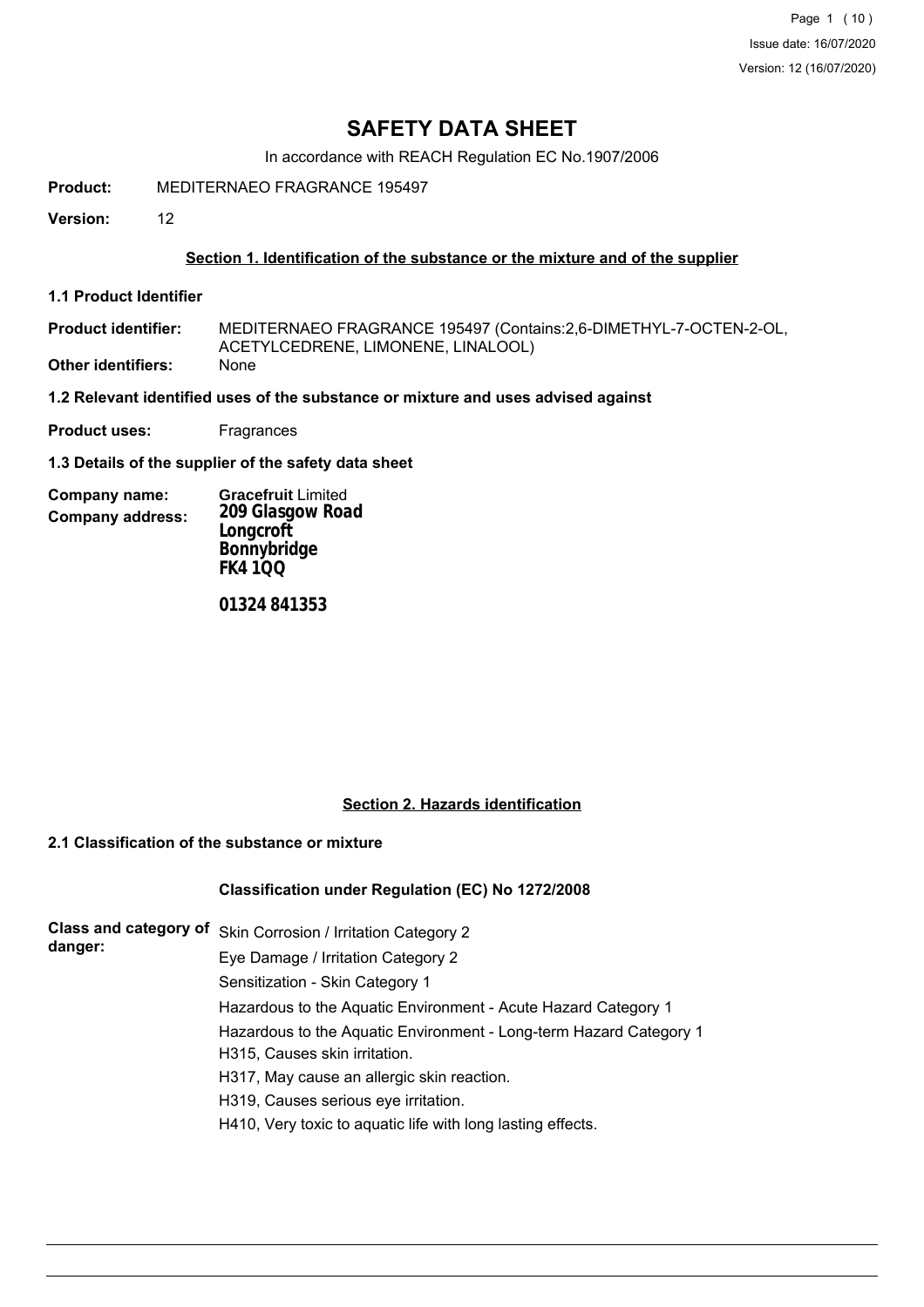# SAFETY DATA SHEET

In accordance with REACH Regulation EC No.1907/2006

**Product:** MEDITERNAEO FRAGRANCE 195497

**Version:** 12

## Section 1. Identification of the substance or the mixture and of the supplier

### 1.1 Product Identifier

**Product identifier:** MEDITERNAEO FRAGRANCE 195497 (Contains:2,6-DIMETHYL-7-OCTEN-2-OL, ACETYLCEDRENE, LIMONENE, LINALOOL)

**Other identifiers:** None

### 1.2 Relevant identified uses of the substance or mixture and uses advised against

**Product uses:** Fragrances

### 1.3 Details of the supplier of the safety data sheet

**Company name:** **Gracefruit** Limited

**Company address:**
**209 Glasgow Road**
**Longcroft**
**Bonnybridge**
**FK4 1QQ**

**01324 841353**

## Section 2. Hazards identification

### 2.1 Classification of the substance or mixture

**Classification under Regulation (EC) No 1272/2008**

**Class and category of danger:**

Skin Corrosion / Irritation Category 2
Eye Damage / Irritation Category 2
Sensitization - Skin Category 1
Hazardous to the Aquatic Environment - Acute Hazard Category 1
Hazardous to the Aquatic Environment - Long-term Hazard Category 1
H315, Causes skin irritation.
H317, May cause an allergic skin reaction.
H319, Causes serious eye irritation.
H410, Very toxic to aquatic life with long lasting effects.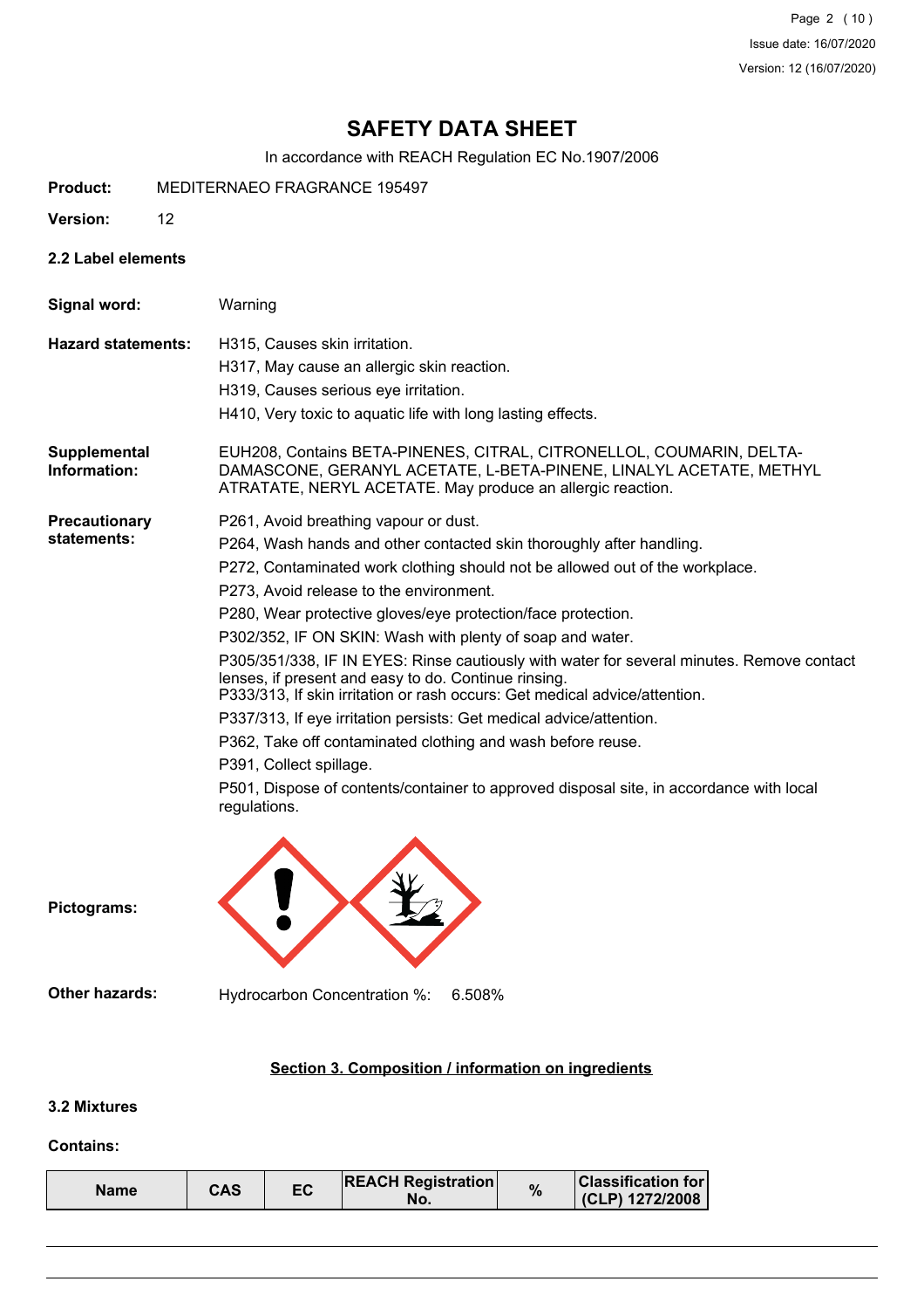# SAFETY DATA SHEET

In accordance with REACH Regulation EC No.1907/2006

**Product:** MEDITERNAEO FRAGRANCE 195497

**Version:** 12

### 2.2 Label elements

**Signal word:** Warning

**Hazard statements:**
H315, Causes skin irritation.
H317, May cause an allergic skin reaction.
H319, Causes serious eye irritation.
H410, Very toxic to aquatic life with long lasting effects.

**Supplemental Information:** EUH208, Contains BETA-PINENES, CITRAL, CITRONELLOL, COUMARIN, DELTA-DAMASCONE, GERANYL ACETATE, L-BETA-PINENE, LINALYL ACETATE, METHYL ATRATATE, NERYL ACETATE. May produce an allergic reaction.

**Precautionary statements:**
P261, Avoid breathing vapour or dust.
P264, Wash hands and other contacted skin thoroughly after handling.
P272, Contaminated work clothing should not be allowed out of the workplace.
P273, Avoid release to the environment.
P280, Wear protective gloves/eye protection/face protection.
P302/352, IF ON SKIN: Wash with plenty of soap and water.
P305/351/338, IF IN EYES: Rinse cautiously with water for several minutes. Remove contact lenses, if present and easy to do. Continue rinsing.
P333/313, If skin irritation or rash occurs: Get medical advice/attention.
P337/313, If eye irritation persists: Get medical advice/attention.
P362, Take off contaminated clothing and wash before reuse.
P391, Collect spillage.
P501, Dispose of contents/container to approved disposal site, in accordance with local regulations.

**Pictograms:**

**Other hazards:** Hydrocarbon Concentration %: 6.508%

## Section 3. Composition / information on ingredients

### 3.2 Mixtures

**Contains:**

| Name | CAS | EC | REACH Registration No. | % | Classification for (CLP) 1272/2008 |
|---|---|---|---|---|---|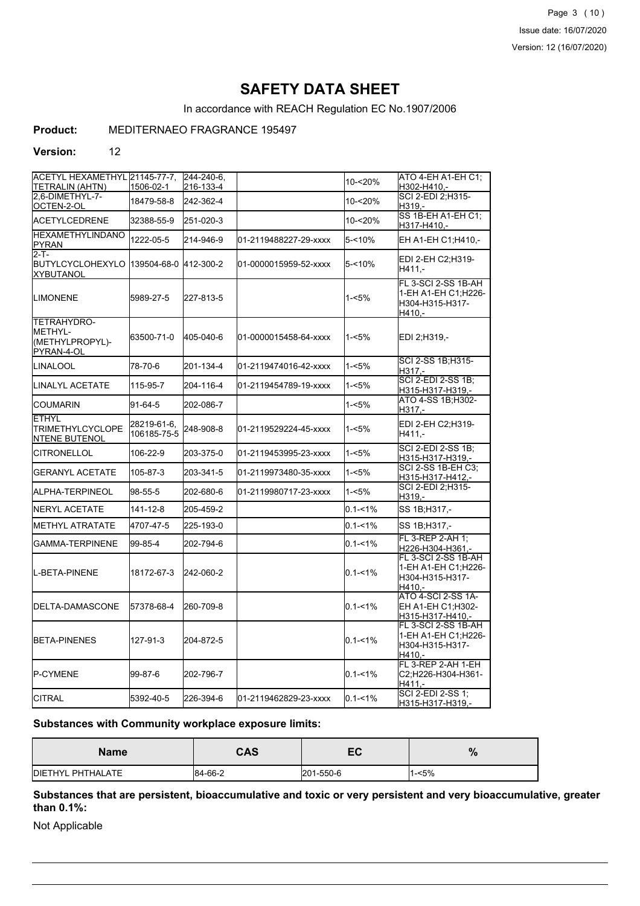# SAFETY DATA SHEET

In accordance with REACH Regulation EC No.1907/2006

**Product:** MEDITERNAEO FRAGRANCE 195497

**Version:** 12

| | | | | | |
|---|---|---|---|---|---|
| ACETYL HEXAMETHYL TETRALIN (AHTN) | 21145-77-7, 1506-02-1 | 244-240-6, 216-133-4 | | 10-<20% | ATO 4-EH A1-EH C1; H302-H410,- |
| 2,6-DIMETHYL-7-OCTEN-2-OL | 18479-58-8 | 242-362-4 | | 10-<20% | SCI 2-EDI 2;H315-H319,- |
| ACETYLCEDRENE | 32388-55-9 | 251-020-3 | | 10-<20% | SS 1B-EH A1-EH C1; H317-H410,- |
| HEXAMETHYLINDANOPYRAN | 1222-05-5 | 214-946-9 | 01-2119488227-29-xxxx | 5-<10% | EH A1-EH C1;H410,- |
| 2-T-BUTYLCYCLOHEXYLOXYBUTANOL | 139504-68-0 | 412-300-2 | 01-0000015959-52-xxxx | 5-<10% | EDI 2-EH C2;H319-H411,- |
| LIMONENE | 5989-27-5 | 227-813-5 | | 1-<5% | FL 3-SCI 2-SS 1B-AH 1-EH A1-EH C1;H226-H304-H315-H317-H410,- |
| TETRAHYDRO-METHYL-(METHYLPROPYL)-PYRAN-4-OL | 63500-71-0 | 405-040-6 | 01-0000015458-64-xxxx | 1-<5% | EDI 2;H319,- |
| LINALOOL | 78-70-6 | 201-134-4 | 01-2119474016-42-xxxx | 1-<5% | SCI 2-SS 1B;H315-H317,- |
| LINALYL ACETATE | 115-95-7 | 204-116-4 | 01-2119454789-19-xxxx | 1-<5% | SCI 2-EDI 2-SS 1B; H315-H317-H319,- |
| COUMARIN | 91-64-5 | 202-086-7 | | 1-<5% | ATO 4-SS 1B;H302-H317,- |
| ETHYL TRIMETHYLCYCLOPENTENE BUTENOL | 28219-61-6, 106185-75-5 | 248-908-8 | 01-2119529224-45-xxxx | 1-<5% | EDI 2-EH C2;H319-H411,- |
| CITRONELLOL | 106-22-9 | 203-375-0 | 01-2119453995-23-xxxx | 1-<5% | SCI 2-EDI 2-SS 1B; H315-H317-H319,- |
| GERANYL ACETATE | 105-87-3 | 203-341-5 | 01-2119973480-35-xxxx | 1-<5% | SCI 2-SS 1B-EH C3; H315-H317-H412,- |
| ALPHA-TERPINEOL | 98-55-5 | 202-680-6 | 01-2119980717-23-xxxx | 1-<5% | SCI 2-EDI 2;H315-H319,- |
| NERYL ACETATE | 141-12-8 | 205-459-2 | | 0.1-<1% | SS 1B;H317,- |
| METHYL ATRATATE | 4707-47-5 | 225-193-0 | | 0.1-<1% | SS 1B;H317,- |
| GAMMA-TERPINENE | 99-85-4 | 202-794-6 | | 0.1-<1% | FL 3-REP 2-AH 1; H226-H304-H361,- |
| L-BETA-PINENE | 18172-67-3 | 242-060-2 | | 0.1-<1% | FL 3-SCI 2-SS 1B-AH 1-EH A1-EH C1;H226-H304-H315-H317-H410,- |
| DELTA-DAMASCONE | 57378-68-4 | 260-709-8 | | 0.1-<1% | ATO 4-SCI 2-SS 1A-EH A1-EH C1;H302-H315-H317-H410,- |
| BETA-PINENES | 127-91-3 | 204-872-5 | | 0.1-<1% | FL 3-SCI 2-SS 1B-AH 1-EH A1-EH C1;H226-H304-H315-H317-H410,- |
| P-CYMENE | 99-87-6 | 202-796-7 | | 0.1-<1% | FL 3-REP 2-AH 1-EH C2;H226-H304-H361-H411,- |
| CITRAL | 5392-40-5 | 226-394-6 | 01-2119462829-23-xxxx | 0.1-<1% | SCI 2-EDI 2-SS 1; H315-H317-H319,- |

**Substances with Community workplace exposure limits:**

| Name | CAS | EC | % |
|---|---|---|---|
| DIETHYL PHTHALATE | 84-66-2 | 201-550-6 | 1-<5% |

**Substances that are persistent, bioaccumulative and toxic or very persistent and very bioaccumulative, greater than 0.1%:**

Not Applicable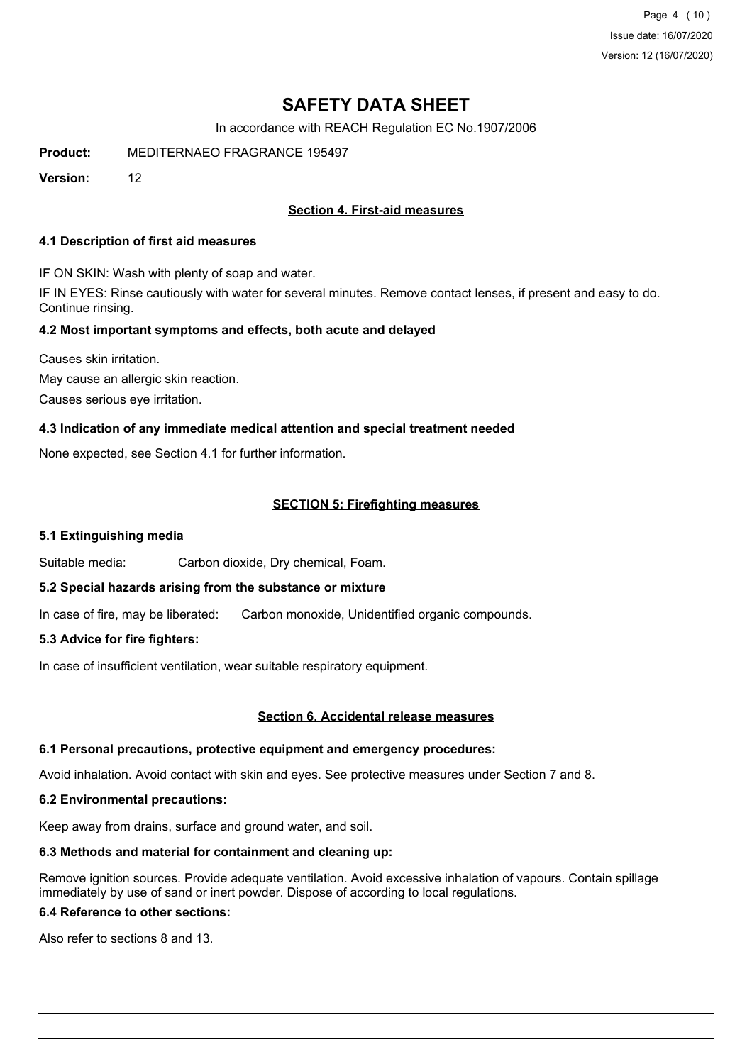# SAFETY DATA SHEET

In accordance with REACH Regulation EC No.1907/2006

**Product:** MEDITERNAEO FRAGRANCE 195497

**Version:** 12

## Section 4. First-aid measures

### 4.1 Description of first aid measures

IF ON SKIN: Wash with plenty of soap and water.

IF IN EYES: Rinse cautiously with water for several minutes. Remove contact lenses, if present and easy to do. Continue rinsing.

### 4.2 Most important symptoms and effects, both acute and delayed

Causes skin irritation.

May cause an allergic skin reaction.

Causes serious eye irritation.

### 4.3 Indication of any immediate medical attention and special treatment needed

None expected, see Section 4.1 for further information.

## SECTION 5: Firefighting measures

### 5.1 Extinguishing media

Suitable media: Carbon dioxide, Dry chemical, Foam.

### 5.2 Special hazards arising from the substance or mixture

In case of fire, may be liberated: Carbon monoxide, Unidentified organic compounds.

### 5.3 Advice for fire fighters:

In case of insufficient ventilation, wear suitable respiratory equipment.

## Section 6. Accidental release measures

### 6.1 Personal precautions, protective equipment and emergency procedures:

Avoid inhalation. Avoid contact with skin and eyes. See protective measures under Section 7 and 8.

### 6.2 Environmental precautions:

Keep away from drains, surface and ground water, and soil.

### 6.3 Methods and material for containment and cleaning up:

Remove ignition sources. Provide adequate ventilation. Avoid excessive inhalation of vapours. Contain spillage immediately by use of sand or inert powder. Dispose of according to local regulations.

### 6.4 Reference to other sections:

Also refer to sections 8 and 13.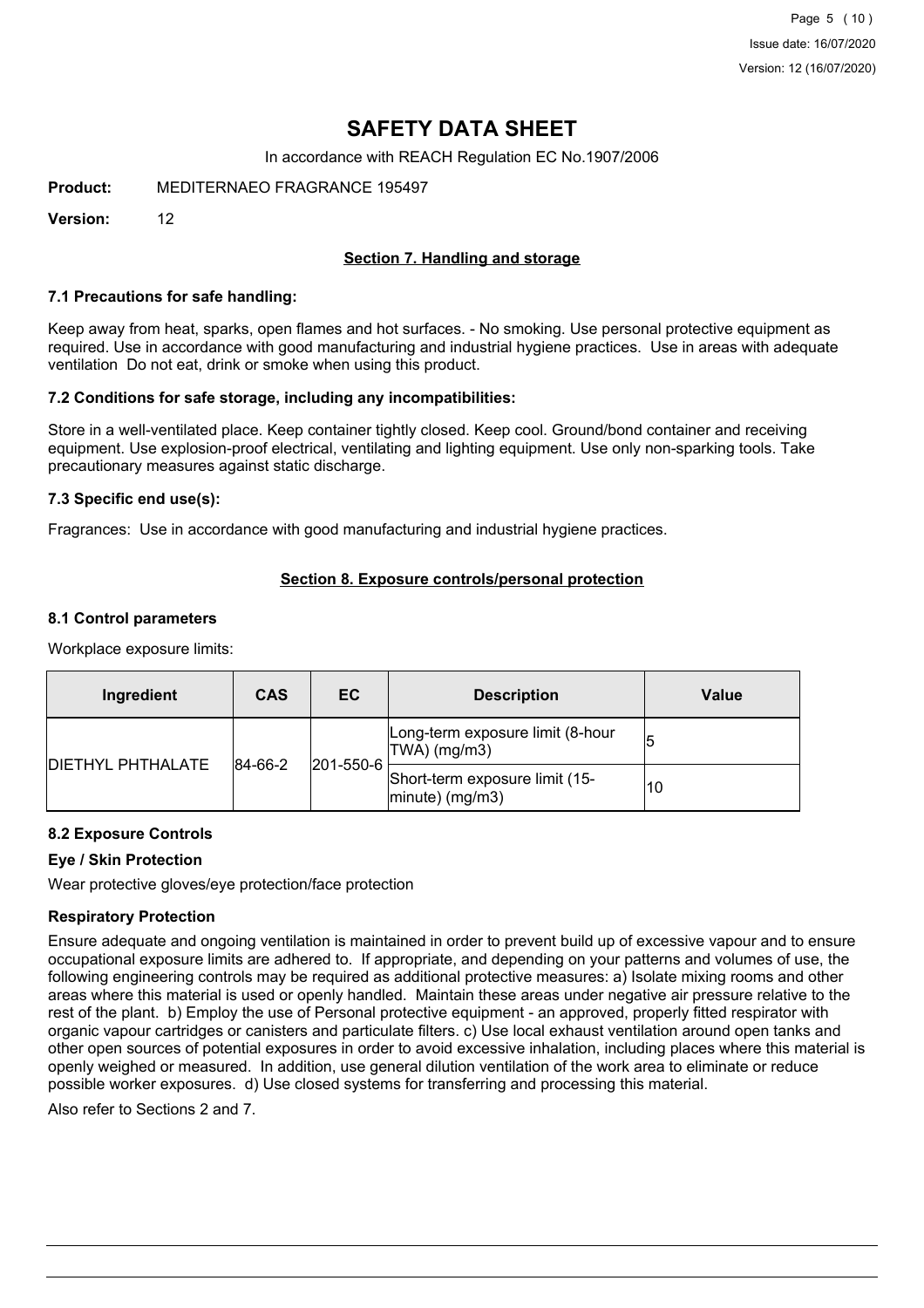# SAFETY DATA SHEET

In accordance with REACH Regulation EC No.1907/2006

**Product:** MEDITERNAEO FRAGRANCE 195497

**Version:** 12

## Section 7. Handling and storage

### 7.1 Precautions for safe handling:

Keep away from heat, sparks, open flames and hot surfaces. - No smoking. Use personal protective equipment as required. Use in accordance with good manufacturing and industrial hygiene practices. Use in areas with adequate ventilation Do not eat, drink or smoke when using this product.

### 7.2 Conditions for safe storage, including any incompatibilities:

Store in a well-ventilated place. Keep container tightly closed. Keep cool. Ground/bond container and receiving equipment. Use explosion-proof electrical, ventilating and lighting equipment. Use only non-sparking tools. Take precautionary measures against static discharge.

### 7.3 Specific end use(s):

Fragrances: Use in accordance with good manufacturing and industrial hygiene practices.

## Section 8. Exposure controls/personal protection

### 8.1 Control parameters

Workplace exposure limits:

| Ingredient | CAS | EC | Description | Value |
|---|---|---|---|---|
| DIETHYL PHTHALATE | 84-66-2 | 201-550-6 | Long-term exposure limit (8-hour TWA) (mg/m3) | 5 |
| | | | Short-term exposure limit (15-minute) (mg/m3) | 10 |

### 8.2 Exposure Controls

#### Eye / Skin Protection

Wear protective gloves/eye protection/face protection

#### Respiratory Protection

Ensure adequate and ongoing ventilation is maintained in order to prevent build up of excessive vapour and to ensure occupational exposure limits are adhered to. If appropriate, and depending on your patterns and volumes of use, the following engineering controls may be required as additional protective measures: a) Isolate mixing rooms and other areas where this material is used or openly handled. Maintain these areas under negative air pressure relative to the rest of the plant. b) Employ the use of Personal protective equipment - an approved, properly fitted respirator with organic vapour cartridges or canisters and particulate filters. c) Use local exhaust ventilation around open tanks and other open sources of potential exposures in order to avoid excessive inhalation, including places where this material is openly weighed or measured. In addition, use general dilution ventilation of the work area to eliminate or reduce possible worker exposures. d) Use closed systems for transferring and processing this material.

Also refer to Sections 2 and 7.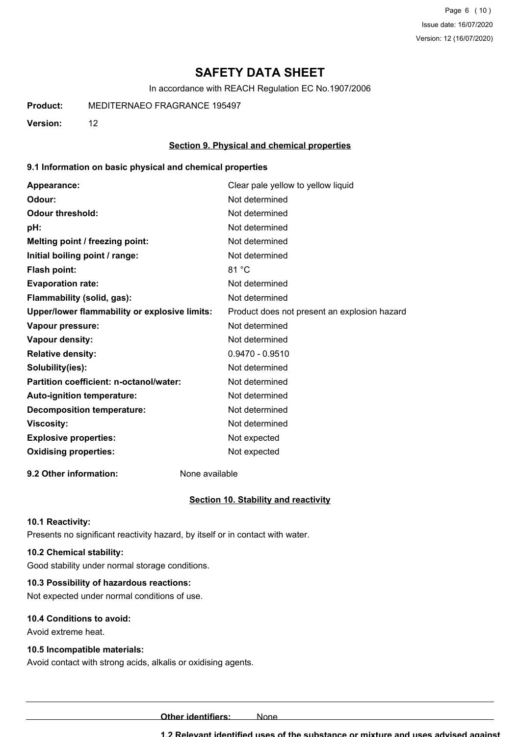# SAFETY DATA SHEET

In accordance with REACH Regulation EC No.1907/2006

**Product:** MEDITERNAEO FRAGRANCE 195497

**Version:** 12

## Section 9. Physical and chemical properties

### 9.1 Information on basic physical and chemical properties

| | |
|---|---|
| **Appearance:** | Clear pale yellow to yellow liquid |
| **Odour:** | Not determined |
| **Odour threshold:** | Not determined |
| **pH:** | Not determined |
| **Melting point / freezing point:** | Not determined |
| **Initial boiling point / range:** | Not determined |
| **Flash point:** | 81 °C |
| **Evaporation rate:** | Not determined |
| **Flammability (solid, gas):** | Not determined |
| **Upper/lower flammability or explosive limits:** | Product does not present an explosion hazard |
| **Vapour pressure:** | Not determined |
| **Vapour density:** | Not determined |
| **Relative density:** | 0.9470 - 0.9510 |
| **Solubility(ies):** | Not determined |
| **Partition coefficient: n-octanol/water:** | Not determined |
| **Auto-ignition temperature:** | Not determined |
| **Decomposition temperature:** | Not determined |
| **Viscosity:** | Not determined |
| **Explosive properties:** | Not expected |
| **Oxidising properties:** | Not expected |

**9.2 Other information:** None available

## Section 10. Stability and reactivity

### 10.1 Reactivity:

Presents no significant reactivity hazard, by itself or in contact with water.

### 10.2 Chemical stability:

Good stability under normal storage conditions.

### 10.3 Possibility of hazardous reactions:

Not expected under normal conditions of use.

### 10.4 Conditions to avoid:

Avoid extreme heat.

### 10.5 Incompatible materials:

Avoid contact with strong acids, alkalis or oxidising agents.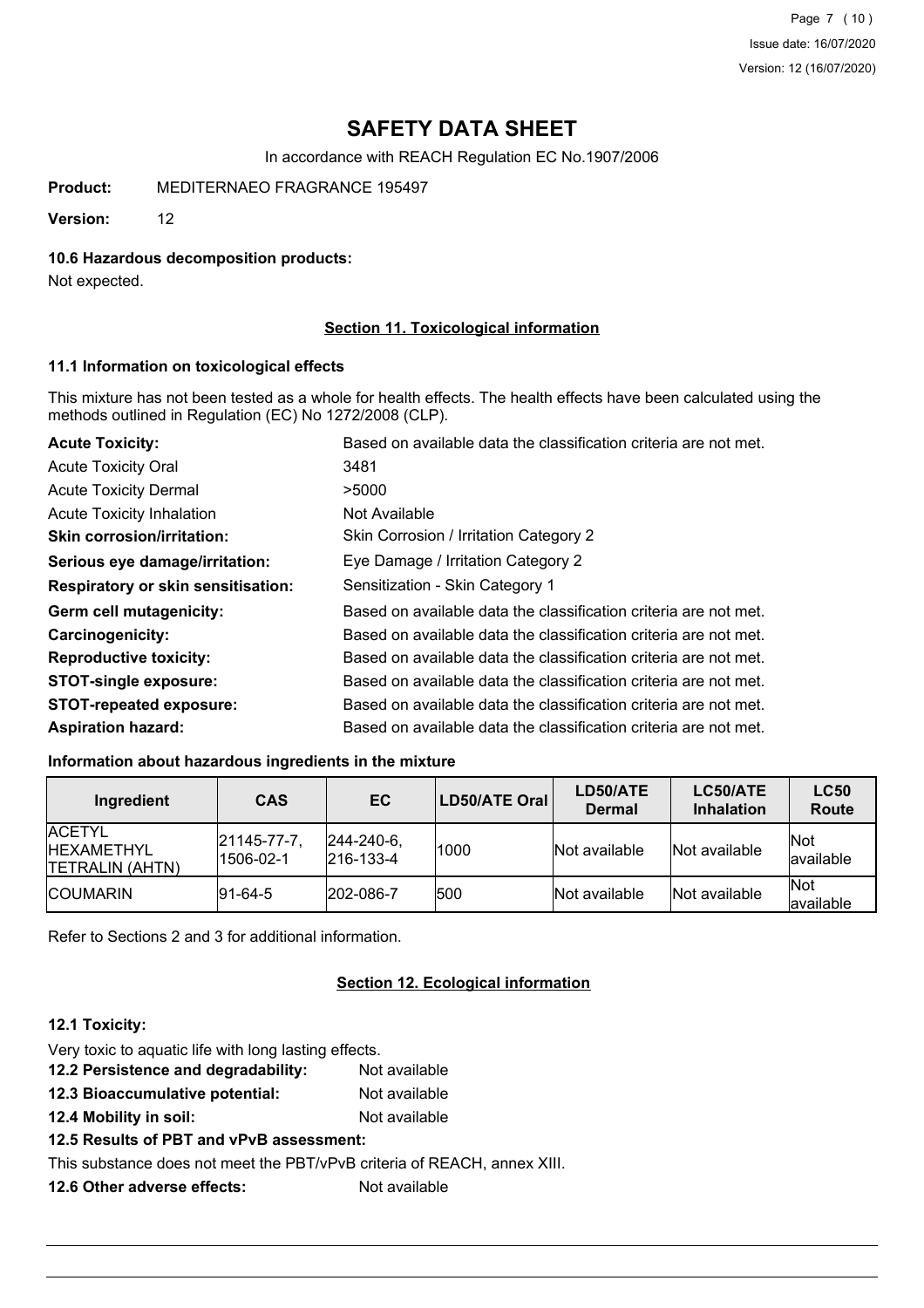# SAFETY DATA SHEET

In accordance with REACH Regulation EC No.1907/2006

**Product:** MEDITERNAEO FRAGRANCE 195497

**Version:** 12

### 10.6 Hazardous decomposition products:

Not expected.

## Section 11. Toxicological information

### 11.1 Information on toxicological effects

This mixture has not been tested as a whole for health effects. The health effects have been calculated using the methods outlined in Regulation (EC) No 1272/2008 (CLP).

| | |
|---|---|
| **Acute Toxicity:** | Based on available data the classification criteria are not met. |
| Acute Toxicity Oral | 3481 |
| Acute Toxicity Dermal | >5000 |
| Acute Toxicity Inhalation | Not Available |
| **Skin corrosion/irritation:** | Skin Corrosion / Irritation Category 2 |
| **Serious eye damage/irritation:** | Eye Damage / Irritation Category 2 |
| **Respiratory or skin sensitisation:** | Sensitization - Skin Category 1 |
| **Germ cell mutagenicity:** | Based on available data the classification criteria are not met. |
| **Carcinogenicity:** | Based on available data the classification criteria are not met. |
| **Reproductive toxicity:** | Based on available data the classification criteria are not met. |
| **STOT-single exposure:** | Based on available data the classification criteria are not met. |
| **STOT-repeated exposure:** | Based on available data the classification criteria are not met. |
| **Aspiration hazard:** | Based on available data the classification criteria are not met. |

### Information about hazardous ingredients in the mixture

| Ingredient | CAS | EC | LD50/ATE Oral | LD50/ATE Dermal | LC50/ATE Inhalation | LC50 Route |
|---|---|---|---|---|---|---|
| ACETYL HEXAMETHYL TETRALIN (AHTN) | 21145-77-7, 1506-02-1 | 244-240-6, 216-133-4 | 1000 | Not available | Not available | Not available |
| COUMARIN | 91-64-5 | 202-086-7 | 500 | Not available | Not available | Not available |

Refer to Sections 2 and 3 for additional information.

## Section 12. Ecological information

### 12.1 Toxicity:

Very toxic to aquatic life with long lasting effects.

**12.2 Persistence and degradability:** Not available

**12.3 Bioaccumulative potential:** Not available

**12.4 Mobility in soil:** Not available

**12.5 Results of PBT and vPvB assessment:**

This substance does not meet the PBT/vPvB criteria of REACH, annex XIII.

**12.6 Other adverse effects:** Not available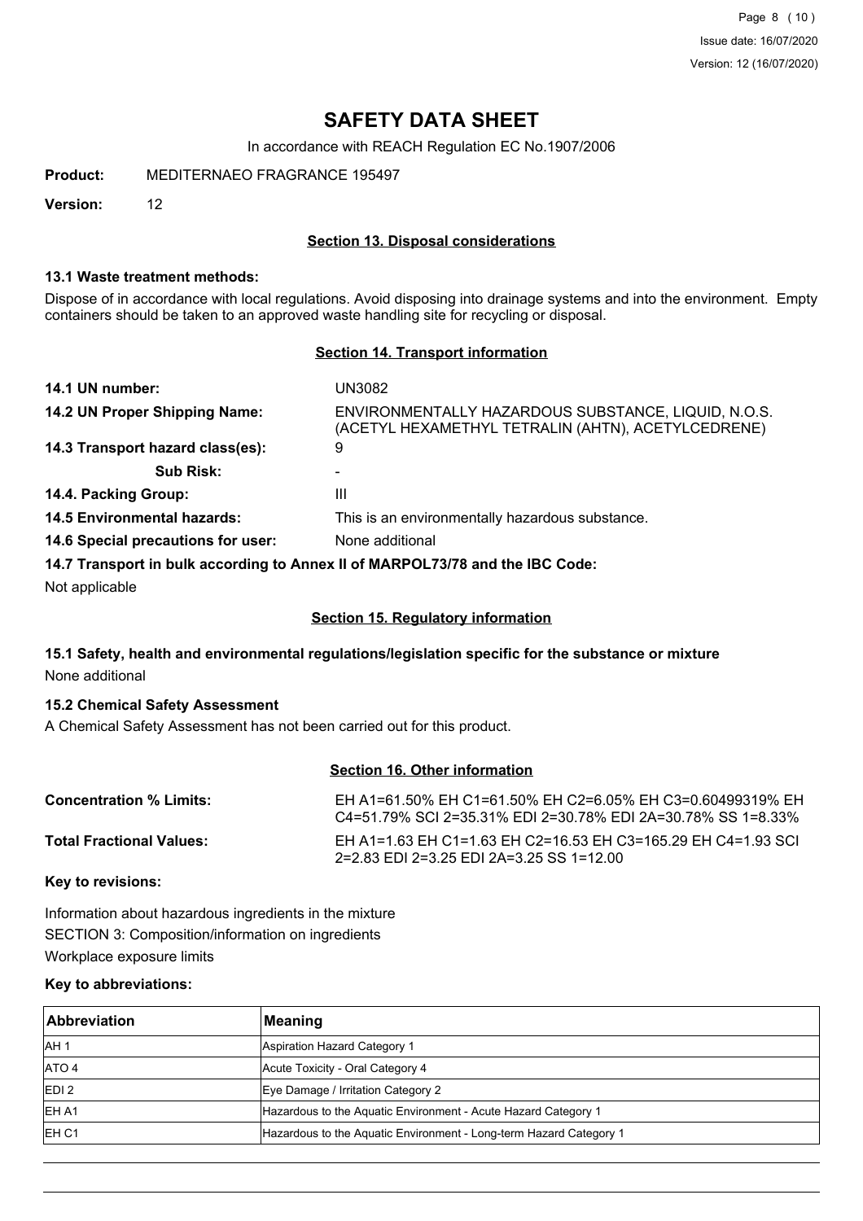# SAFETY DATA SHEET

In accordance with REACH Regulation EC No.1907/2006

**Product:** MEDITERNAEO FRAGRANCE 195497

**Version:** 12

## Section 13. Disposal considerations

### 13.1 Waste treatment methods:

Dispose of in accordance with local regulations. Avoid disposing into drainage systems and into the environment. Empty containers should be taken to an approved waste handling site for recycling or disposal.

## Section 14. Transport information

**14.1 UN number:** UN3082

**14.2 UN Proper Shipping Name:** ENVIRONMENTALLY HAZARDOUS SUBSTANCE, LIQUID, N.O.S. (ACETYL HEXAMETHYL TETRALIN (AHTN), ACETYLCEDRENE)

**14.3 Transport hazard class(es):** 9

**Sub Risk:** -

**14.4. Packing Group:** III

**14.5 Environmental hazards:** This is an environmentally hazardous substance.

**14.6 Special precautions for user:** None additional

**14.7 Transport in bulk according to Annex II of MARPOL73/78 and the IBC Code:**

Not applicable

## Section 15. Regulatory information

### 15.1 Safety, health and environmental regulations/legislation specific for the substance or mixture

None additional

### 15.2 Chemical Safety Assessment

A Chemical Safety Assessment has not been carried out for this product.

## Section 16. Other information

**Concentration % Limits:** EH A1=61.50% EH C1=61.50% EH C2=6.05% EH C3=0.60499319% EH C4=51.79% SCI 2=35.31% EDI 2=30.78% EDI 2A=30.78% SS 1=8.33%

**Total Fractional Values:** EH A1=1.63 EH C1=1.63 EH C2=16.53 EH C3=165.29 EH C4=1.93 SCI 2=2.83 EDI 2=3.25 EDI 2A=3.25 SS 1=12.00

**Key to revisions:**

Information about hazardous ingredients in the mixture

SECTION 3: Composition/information on ingredients

Workplace exposure limits

**Key to abbreviations:**

| Abbreviation | Meaning |
|---|---|
| AH 1 | Aspiration Hazard Category 1 |
| ATO 4 | Acute Toxicity - Oral Category 4 |
| EDI 2 | Eye Damage / Irritation Category 2 |
| EH A1 | Hazardous to the Aquatic Environment - Acute Hazard Category 1 |
| EH C1 | Hazardous to the Aquatic Environment - Long-term Hazard Category 1 |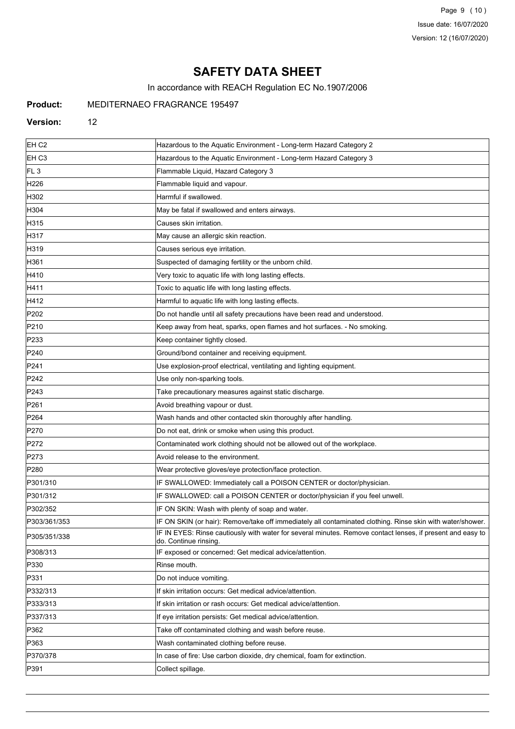# SAFETY DATA SHEET

In accordance with REACH Regulation EC No.1907/2006

**Product:** MEDITERNAEO FRAGRANCE 195497

**Version:** 12

| | |
|---|---|
| EH C2 | Hazardous to the Aquatic Environment - Long-term Hazard Category 2 |
| EH C3 | Hazardous to the Aquatic Environment - Long-term Hazard Category 3 |
| FL 3 | Flammable Liquid, Hazard Category 3 |
| H226 | Flammable liquid and vapour. |
| H302 | Harmful if swallowed. |
| H304 | May be fatal if swallowed and enters airways. |
| H315 | Causes skin irritation. |
| H317 | May cause an allergic skin reaction. |
| H319 | Causes serious eye irritation. |
| H361 | Suspected of damaging fertility or the unborn child. |
| H410 | Very toxic to aquatic life with long lasting effects. |
| H411 | Toxic to aquatic life with long lasting effects. |
| H412 | Harmful to aquatic life with long lasting effects. |
| P202 | Do not handle until all safety precautions have been read and understood. |
| P210 | Keep away from heat, sparks, open flames and hot surfaces. - No smoking. |
| P233 | Keep container tightly closed. |
| P240 | Ground/bond container and receiving equipment. |
| P241 | Use explosion-proof electrical, ventilating and lighting equipment. |
| P242 | Use only non-sparking tools. |
| P243 | Take precautionary measures against static discharge. |
| P261 | Avoid breathing vapour or dust. |
| P264 | Wash hands and other contacted skin thoroughly after handling. |
| P270 | Do not eat, drink or smoke when using this product. |
| P272 | Contaminated work clothing should not be allowed out of the workplace. |
| P273 | Avoid release to the environment. |
| P280 | Wear protective gloves/eye protection/face protection. |
| P301/310 | IF SWALLOWED: Immediately call a POISON CENTER or doctor/physician. |
| P301/312 | IF SWALLOWED: call a POISON CENTER or doctor/physician if you feel unwell. |
| P302/352 | IF ON SKIN: Wash with plenty of soap and water. |
| P303/361/353 | IF ON SKIN (or hair): Remove/take off immediately all contaminated clothing. Rinse skin with water/shower. |
| P305/351/338 | IF IN EYES: Rinse cautiously with water for several minutes. Remove contact lenses, if present and easy to do. Continue rinsing. |
| P308/313 | IF exposed or concerned: Get medical advice/attention. |
| P330 | Rinse mouth. |
| P331 | Do not induce vomiting. |
| P332/313 | If skin irritation occurs: Get medical advice/attention. |
| P333/313 | If skin irritation or rash occurs: Get medical advice/attention. |
| P337/313 | If eye irritation persists: Get medical advice/attention. |
| P362 | Take off contaminated clothing and wash before reuse. |
| P363 | Wash contaminated clothing before reuse. |
| P370/378 | In case of fire: Use carbon dioxide, dry chemical, foam for extinction. |
| P391 | Collect spillage. |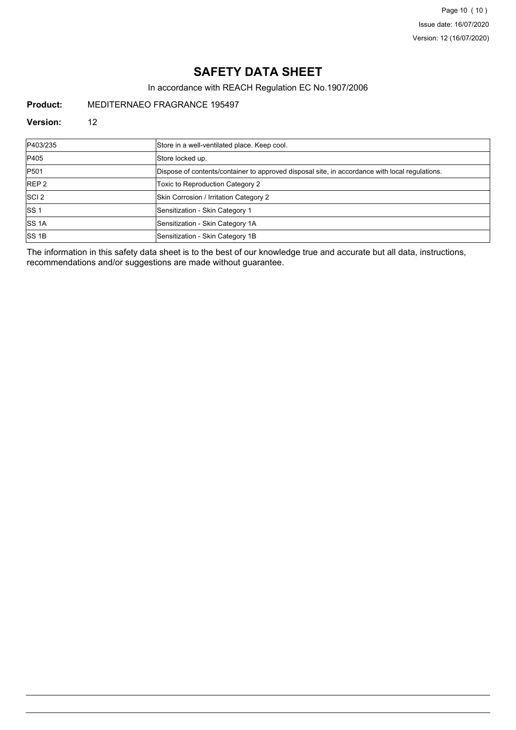# SAFETY DATA SHEET

In accordance with REACH Regulation EC No.1907/2006

**Product:** MEDITERNAEO FRAGRANCE 195497

**Version:** 12

| | |
|---|---|
| P403/235 | Store in a well-ventilated place. Keep cool. |
| P405 | Store locked up. |
| P501 | Dispose of contents/container to approved disposal site, in accordance with local regulations. |
| REP 2 | Toxic to Reproduction Category 2 |
| SCI 2 | Skin Corrosion / Irritation Category 2 |
| SS 1 | Sensitization - Skin Category 1 |
| SS 1A | Sensitization - Skin Category 1A |
| SS 1B | Sensitization - Skin Category 1B |

The information in this safety data sheet is to the best of our knowledge true and accurate but all data, instructions, recommendations and/or suggestions are made without guarantee.